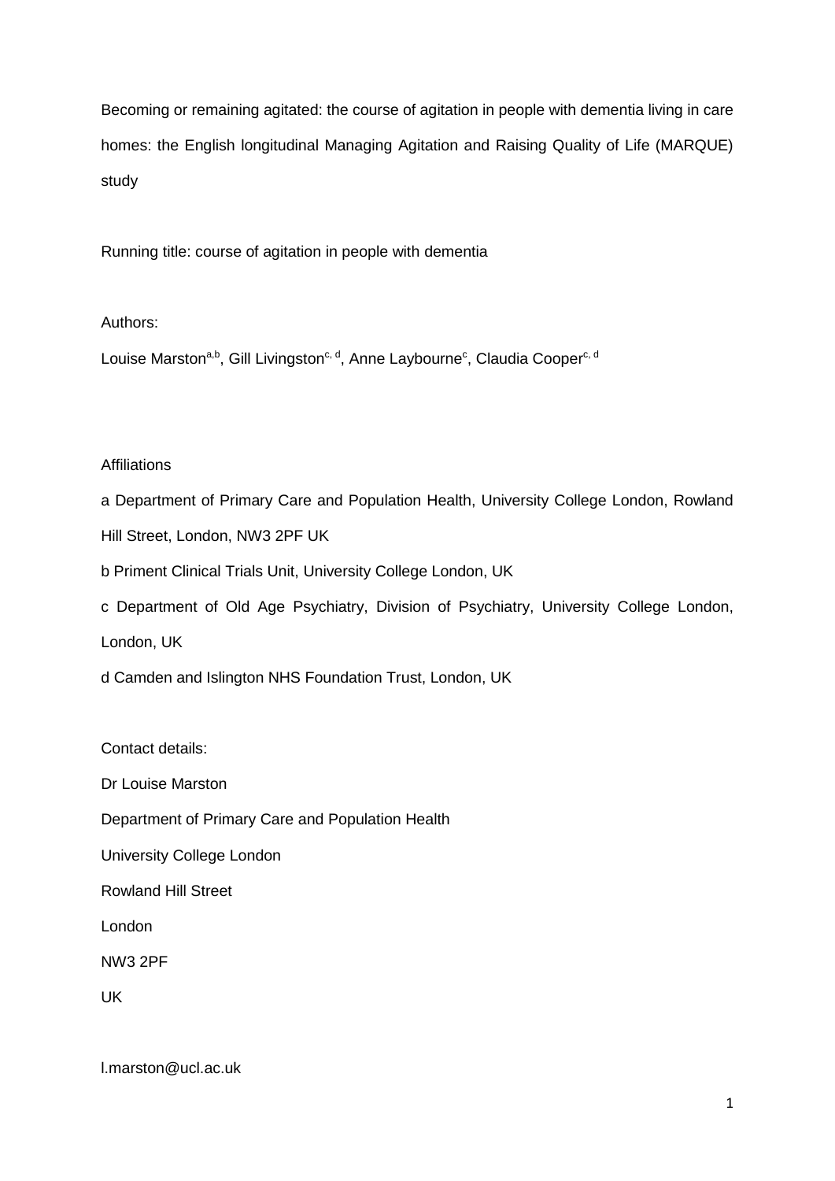# Becoming or remaining agitated: the course of agitation in people with dementia living in care homes: the English longitudinal Managing Agitation and Raising Quality of Life (MARQUE) study

Running title: course of agitation in people with dementia

Authors:

Louise Marston[a,b], Gill Livingston[c, d], Anne Laybourne[c], Claudia Cooper[c, d]

Affiliations

a Department of Primary Care and Population Health, University College London, Rowland Hill Street, London, NW3 2PF UK

b Priment Clinical Trials Unit, University College London, UK

c Department of Old Age Psychiatry, Division of Psychiatry, University College London, London, UK

d Camden and Islington NHS Foundation Trust, London, UK

Contact details:

Dr Louise Marston

Department of Primary Care and Population Health

University College London

Rowland Hill Street

London

NW3 2PF

UK

l.marston@ucl.ac.uk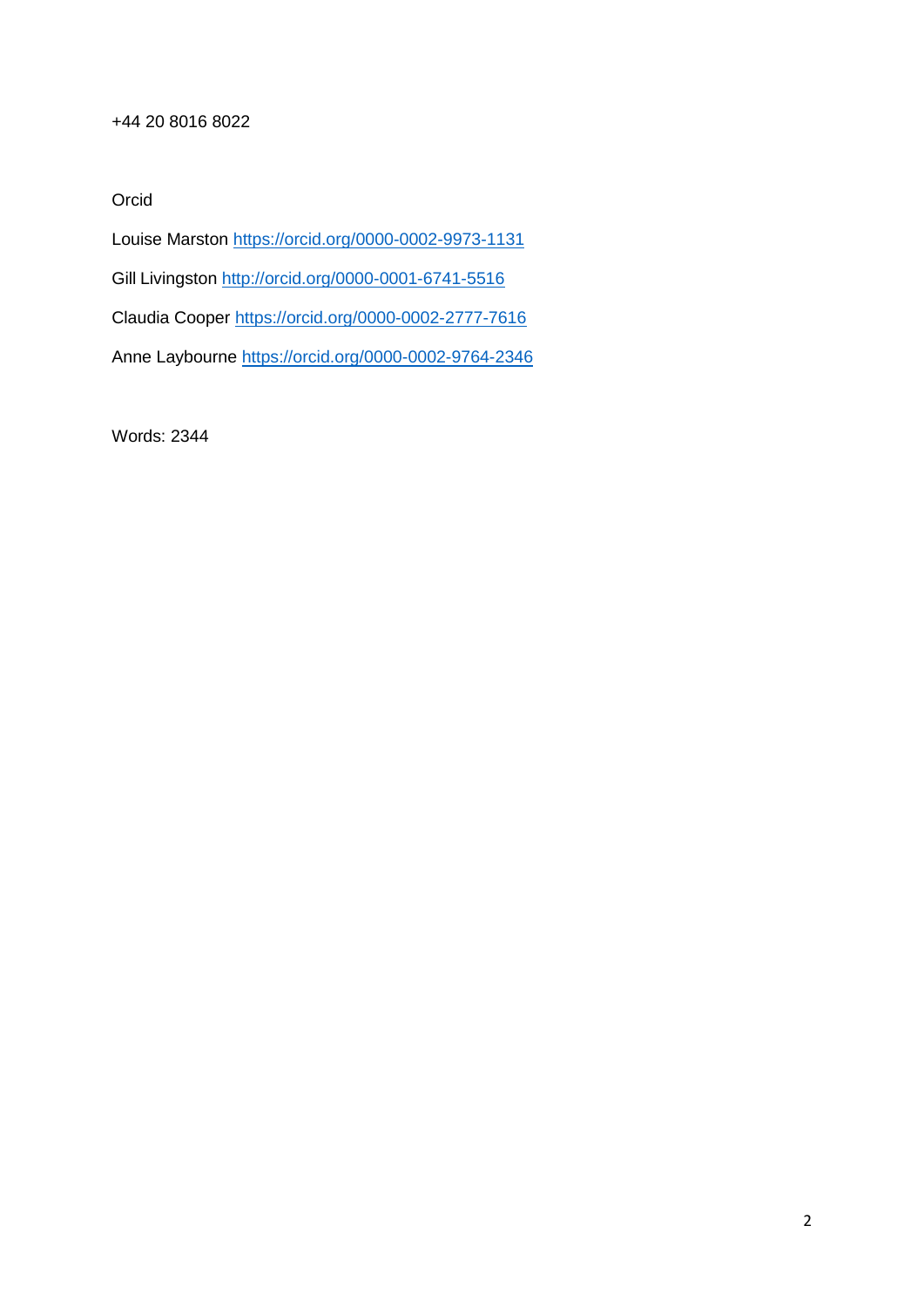+44 20 8016 8022

Orcid

Louise Marston https://orcid.org/0000-0002-9973-1131

Gill Livingston http://orcid.org/0000-0001-6741-5516

Claudia Cooper https://orcid.org/0000-0002-2777-7616

Anne Laybourne https://orcid.org/0000-0002-9764-2346

Words: 2344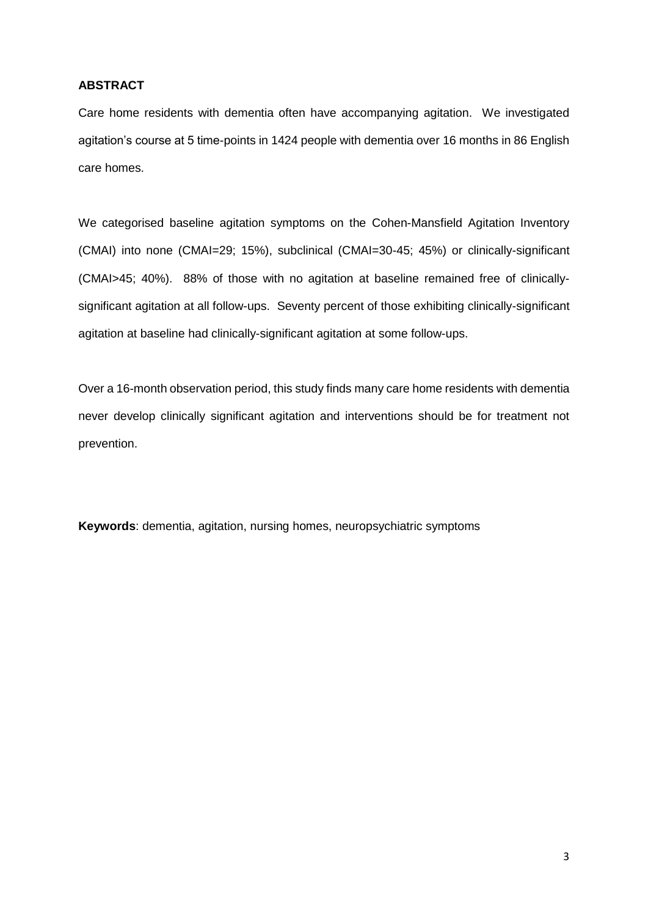**ABSTRACT**

Care home residents with dementia often have accompanying agitation. We investigated agitation's course at 5 time-points in 1424 people with dementia over 16 months in 86 English care homes.

We categorised baseline agitation symptoms on the Cohen-Mansfield Agitation Inventory (CMAI) into none (CMAI=29; 15%), subclinical (CMAI=30-45; 45%) or clinically-significant (CMAI>45; 40%). 88% of those with no agitation at baseline remained free of clinically-significant agitation at all follow-ups. Seventy percent of those exhibiting clinically-significant agitation at baseline had clinically-significant agitation at some follow-ups.

Over a 16-month observation period, this study finds many care home residents with dementia never develop clinically significant agitation and interventions should be for treatment not prevention.

**Keywords**: dementia, agitation, nursing homes, neuropsychiatric symptoms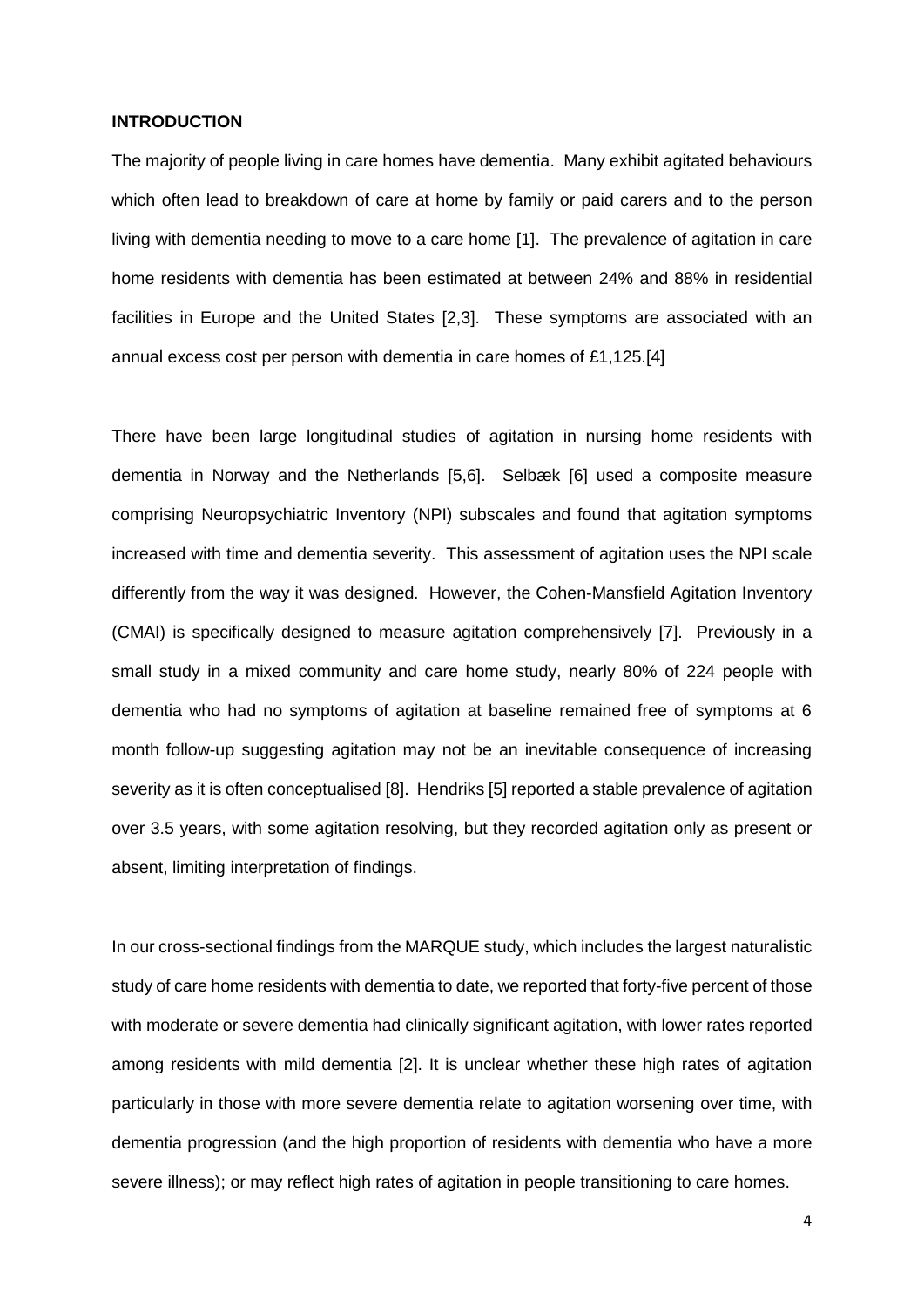## INTRODUCTION

The majority of people living in care homes have dementia. Many exhibit agitated behaviours which often lead to breakdown of care at home by family or paid carers and to the person living with dementia needing to move to a care home [1]. The prevalence of agitation in care home residents with dementia has been estimated at between 24% and 88% in residential facilities in Europe and the United States [2,3]. These symptoms are associated with an annual excess cost per person with dementia in care homes of £1,125.[4]

There have been large longitudinal studies of agitation in nursing home residents with dementia in Norway and the Netherlands [5,6]. Selbæk [6] used a composite measure comprising Neuropsychiatric Inventory (NPI) subscales and found that agitation symptoms increased with time and dementia severity. This assessment of agitation uses the NPI scale differently from the way it was designed. However, the Cohen-Mansfield Agitation Inventory (CMAI) is specifically designed to measure agitation comprehensively [7]. Previously in a small study in a mixed community and care home study, nearly 80% of 224 people with dementia who had no symptoms of agitation at baseline remained free of symptoms at 6 month follow-up suggesting agitation may not be an inevitable consequence of increasing severity as it is often conceptualised [8]. Hendriks [5] reported a stable prevalence of agitation over 3.5 years, with some agitation resolving, but they recorded agitation only as present or absent, limiting interpretation of findings.

In our cross-sectional findings from the MARQUE study, which includes the largest naturalistic study of care home residents with dementia to date, we reported that forty-five percent of those with moderate or severe dementia had clinically significant agitation, with lower rates reported among residents with mild dementia [2]. It is unclear whether these high rates of agitation particularly in those with more severe dementia relate to agitation worsening over time, with dementia progression (and the high proportion of residents with dementia who have a more severe illness); or may reflect high rates of agitation in people transitioning to care homes.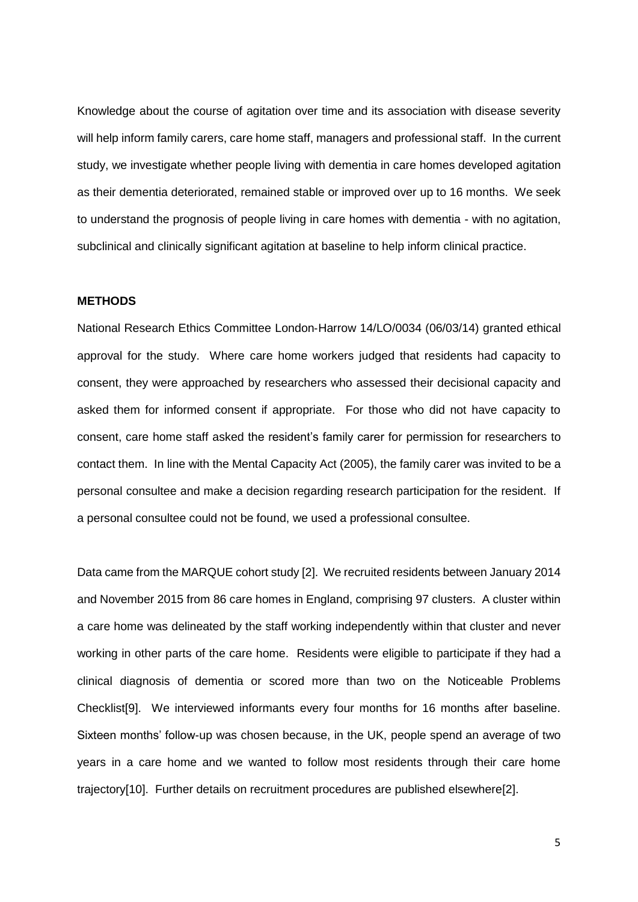Knowledge about the course of agitation over time and its association with disease severity will help inform family carers, care home staff, managers and professional staff. In the current study, we investigate whether people living with dementia in care homes developed agitation as their dementia deteriorated, remained stable or improved over up to 16 months. We seek to understand the prognosis of people living in care homes with dementia - with no agitation, subclinical and clinically significant agitation at baseline to help inform clinical practice.

## METHODS

National Research Ethics Committee London-Harrow 14/LO/0034 (06/03/14) granted ethical approval for the study. Where care home workers judged that residents had capacity to consent, they were approached by researchers who assessed their decisional capacity and asked them for informed consent if appropriate. For those who did not have capacity to consent, care home staff asked the resident's family carer for permission for researchers to contact them. In line with the Mental Capacity Act (2005), the family carer was invited to be a personal consultee and make a decision regarding research participation for the resident. If a personal consultee could not be found, we used a professional consultee.

Data came from the MARQUE cohort study [2]. We recruited residents between January 2014 and November 2015 from 86 care homes in England, comprising 97 clusters. A cluster within a care home was delineated by the staff working independently within that cluster and never working in other parts of the care home. Residents were eligible to participate if they had a clinical diagnosis of dementia or scored more than two on the Noticeable Problems Checklist[9]. We interviewed informants every four months for 16 months after baseline. Sixteen months' follow-up was chosen because, in the UK, people spend an average of two years in a care home and we wanted to follow most residents through their care home trajectory[10]. Further details on recruitment procedures are published elsewhere[2].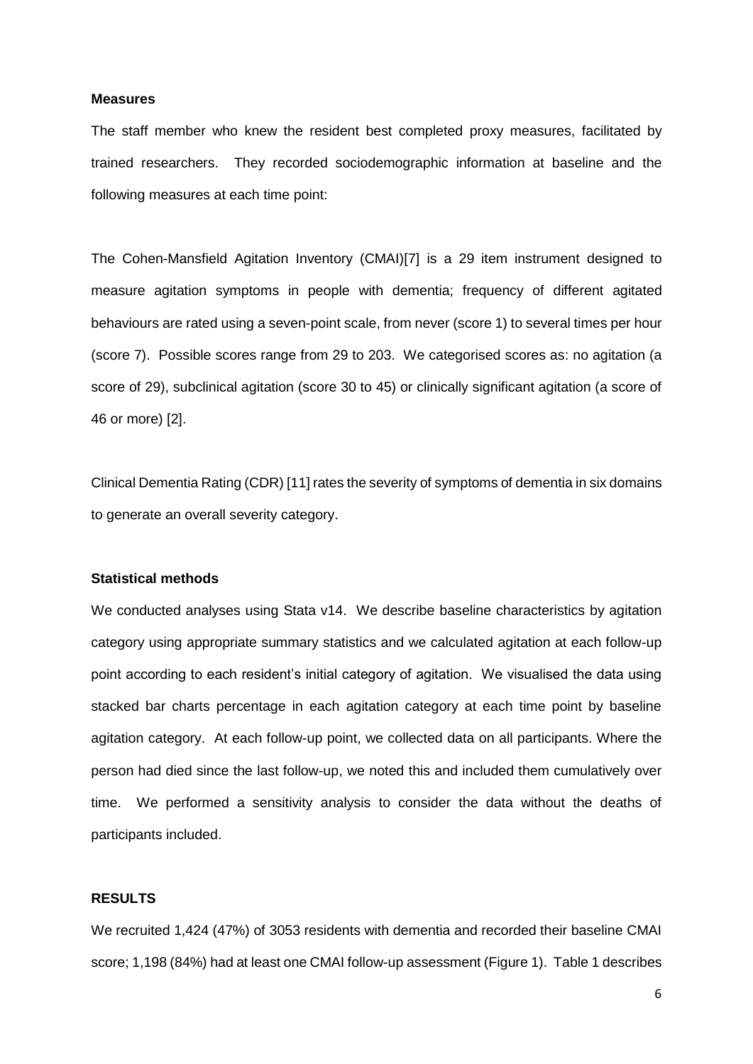#### Measures

The staff member who knew the resident best completed proxy measures, facilitated by trained researchers. They recorded sociodemographic information at baseline and the following measures at each time point:

The Cohen-Mansfield Agitation Inventory (CMAI)[7] is a 29 item instrument designed to measure agitation symptoms in people with dementia; frequency of different agitated behaviours are rated using a seven-point scale, from never (score 1) to several times per hour (score 7). Possible scores range from 29 to 203. We categorised scores as: no agitation (a score of 29), subclinical agitation (score 30 to 45) or clinically significant agitation (a score of 46 or more) [2].

Clinical Dementia Rating (CDR) [11] rates the severity of symptoms of dementia in six domains to generate an overall severity category.

#### Statistical methods

We conducted analyses using Stata v14. We describe baseline characteristics by agitation category using appropriate summary statistics and we calculated agitation at each follow-up point according to each resident's initial category of agitation. We visualised the data using stacked bar charts percentage in each agitation category at each time point by baseline agitation category. At each follow-up point, we collected data on all participants. Where the person had died since the last follow-up, we noted this and included them cumulatively over time. We performed a sensitivity analysis to consider the data without the deaths of participants included.

#### RESULTS

We recruited 1,424 (47%) of 3053 residents with dementia and recorded their baseline CMAI score; 1,198 (84%) had at least one CMAI follow-up assessment (Figure 1). Table 1 describes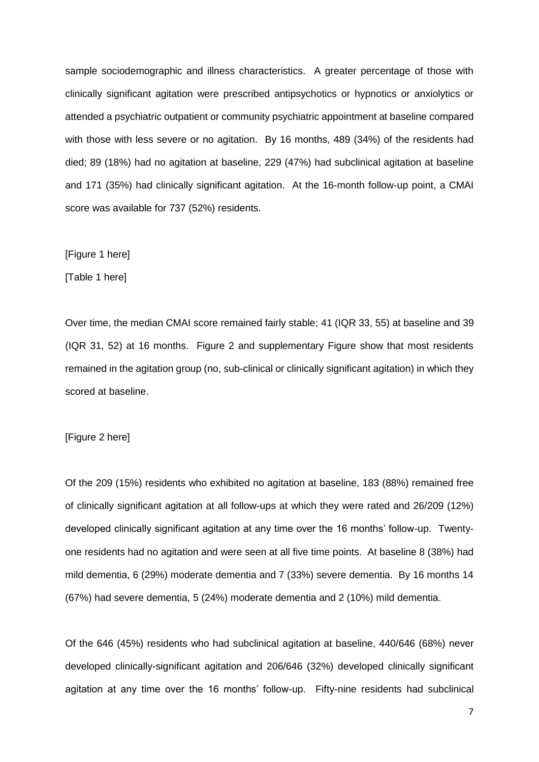sample sociodemographic and illness characteristics. A greater percentage of those with clinically significant agitation were prescribed antipsychotics or hypnotics or anxiolytics or attended a psychiatric outpatient or community psychiatric appointment at baseline compared with those with less severe or no agitation. By 16 months, 489 (34%) of the residents had died; 89 (18%) had no agitation at baseline, 229 (47%) had subclinical agitation at baseline and 171 (35%) had clinically significant agitation. At the 16-month follow-up point, a CMAI score was available for 737 (52%) residents.

[Figure 1 here]

[Table 1 here]

Over time, the median CMAI score remained fairly stable; 41 (IQR 33, 55) at baseline and 39 (IQR 31, 52) at 16 months. Figure 2 and supplementary Figure show that most residents remained in the agitation group (no, sub-clinical or clinically significant agitation) in which they scored at baseline.

[Figure 2 here]

Of the 209 (15%) residents who exhibited no agitation at baseline, 183 (88%) remained free of clinically significant agitation at all follow-ups at which they were rated and 26/209 (12%) developed clinically significant agitation at any time over the 16 months' follow-up. Twenty-one residents had no agitation and were seen at all five time points. At baseline 8 (38%) had mild dementia, 6 (29%) moderate dementia and 7 (33%) severe dementia. By 16 months 14 (67%) had severe dementia, 5 (24%) moderate dementia and 2 (10%) mild dementia.

Of the 646 (45%) residents who had subclinical agitation at baseline, 440/646 (68%) never developed clinically-significant agitation and 206/646 (32%) developed clinically significant agitation at any time over the 16 months' follow-up. Fifty-nine residents had subclinical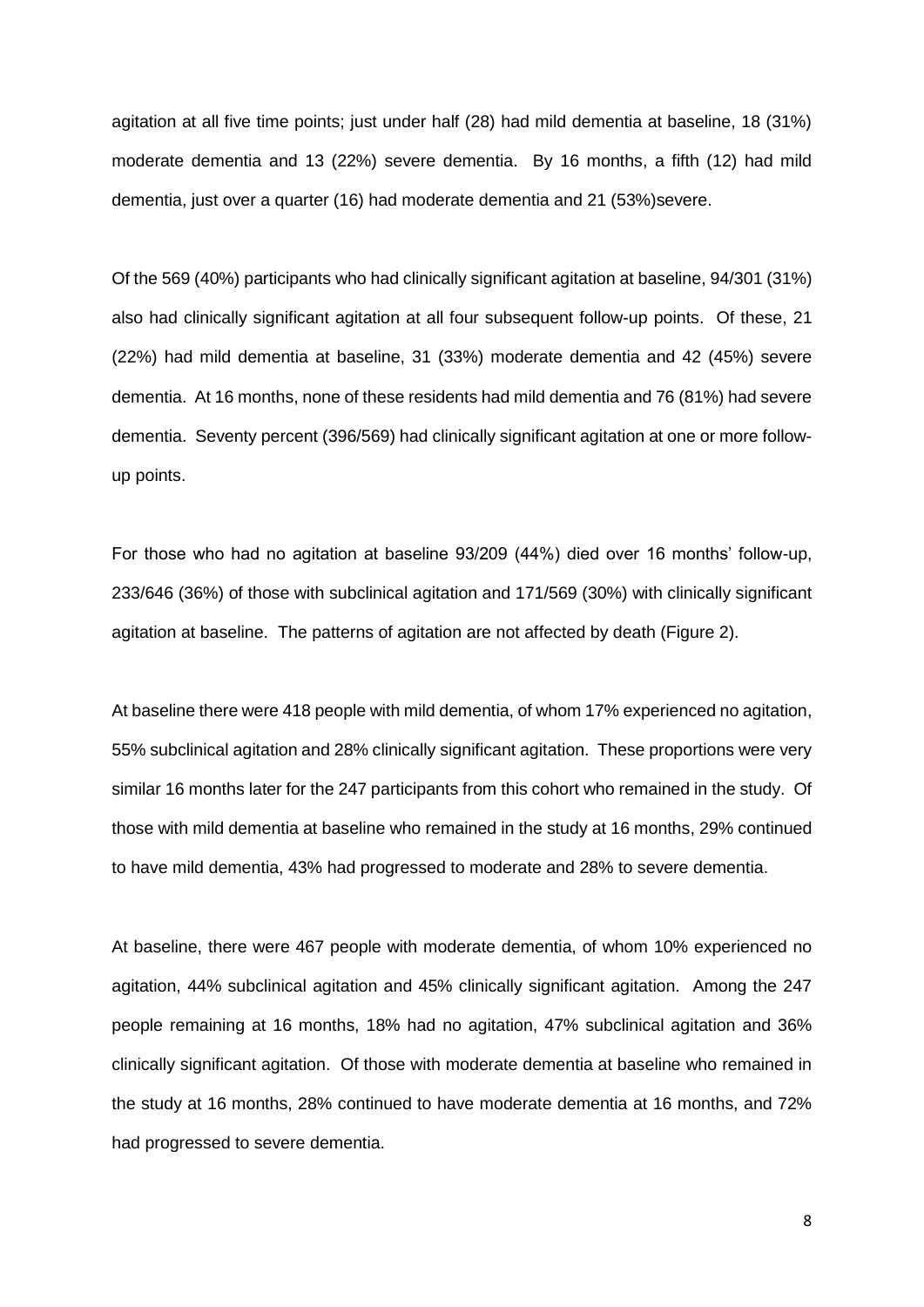agitation at all five time points; just under half (28) had mild dementia at baseline, 18 (31%) moderate dementia and 13 (22%) severe dementia. By 16 months, a fifth (12) had mild dementia, just over a quarter (16) had moderate dementia and 21 (53%)severe.

Of the 569 (40%) participants who had clinically significant agitation at baseline, 94/301 (31%) also had clinically significant agitation at all four subsequent follow-up points. Of these, 21 (22%) had mild dementia at baseline, 31 (33%) moderate dementia and 42 (45%) severe dementia. At 16 months, none of these residents had mild dementia and 76 (81%) had severe dementia. Seventy percent (396/569) had clinically significant agitation at one or more follow-up points.

For those who had no agitation at baseline 93/209 (44%) died over 16 months' follow-up, 233/646 (36%) of those with subclinical agitation and 171/569 (30%) with clinically significant agitation at baseline. The patterns of agitation are not affected by death (Figure 2).

At baseline there were 418 people with mild dementia, of whom 17% experienced no agitation, 55% subclinical agitation and 28% clinically significant agitation. These proportions were very similar 16 months later for the 247 participants from this cohort who remained in the study. Of those with mild dementia at baseline who remained in the study at 16 months, 29% continued to have mild dementia, 43% had progressed to moderate and 28% to severe dementia.

At baseline, there were 467 people with moderate dementia, of whom 10% experienced no agitation, 44% subclinical agitation and 45% clinically significant agitation. Among the 247 people remaining at 16 months, 18% had no agitation, 47% subclinical agitation and 36% clinically significant agitation. Of those with moderate dementia at baseline who remained in the study at 16 months, 28% continued to have moderate dementia at 16 months, and 72% had progressed to severe dementia.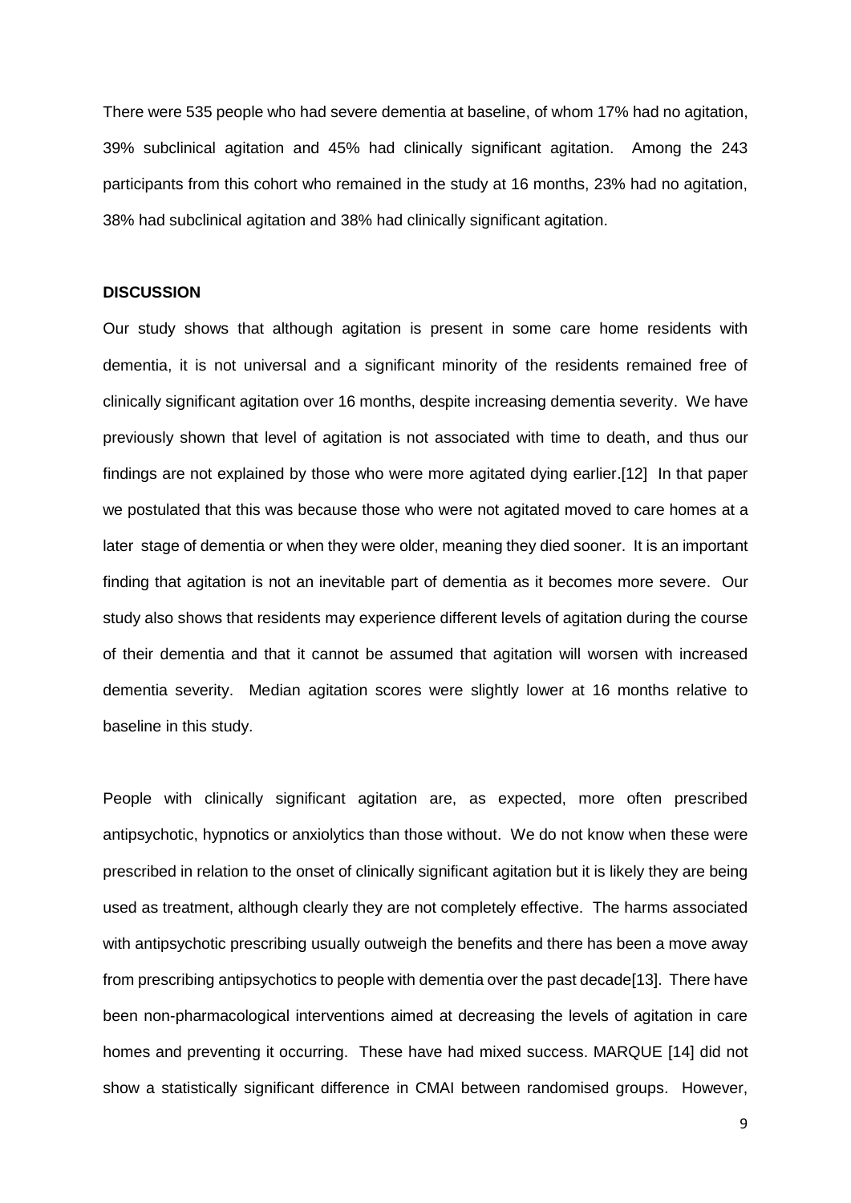There were 535 people who had severe dementia at baseline, of whom 17% had no agitation, 39% subclinical agitation and 45% had clinically significant agitation. Among the 243 participants from this cohort who remained in the study at 16 months, 23% had no agitation, 38% had subclinical agitation and 38% had clinically significant agitation.

## DISCUSSION

Our study shows that although agitation is present in some care home residents with dementia, it is not universal and a significant minority of the residents remained free of clinically significant agitation over 16 months, despite increasing dementia severity. We have previously shown that level of agitation is not associated with time to death, and thus our findings are not explained by those who were more agitated dying earlier.[12] In that paper we postulated that this was because those who were not agitated moved to care homes at a later stage of dementia or when they were older, meaning they died sooner. It is an important finding that agitation is not an inevitable part of dementia as it becomes more severe. Our study also shows that residents may experience different levels of agitation during the course of their dementia and that it cannot be assumed that agitation will worsen with increased dementia severity. Median agitation scores were slightly lower at 16 months relative to baseline in this study.

People with clinically significant agitation are, as expected, more often prescribed antipsychotic, hypnotics or anxiolytics than those without. We do not know when these were prescribed in relation to the onset of clinically significant agitation but it is likely they are being used as treatment, although clearly they are not completely effective. The harms associated with antipsychotic prescribing usually outweigh the benefits and there has been a move away from prescribing antipsychotics to people with dementia over the past decade[13]. There have been non-pharmacological interventions aimed at decreasing the levels of agitation in care homes and preventing it occurring. These have had mixed success. MARQUE [14] did not show a statistically significant difference in CMAI between randomised groups. However,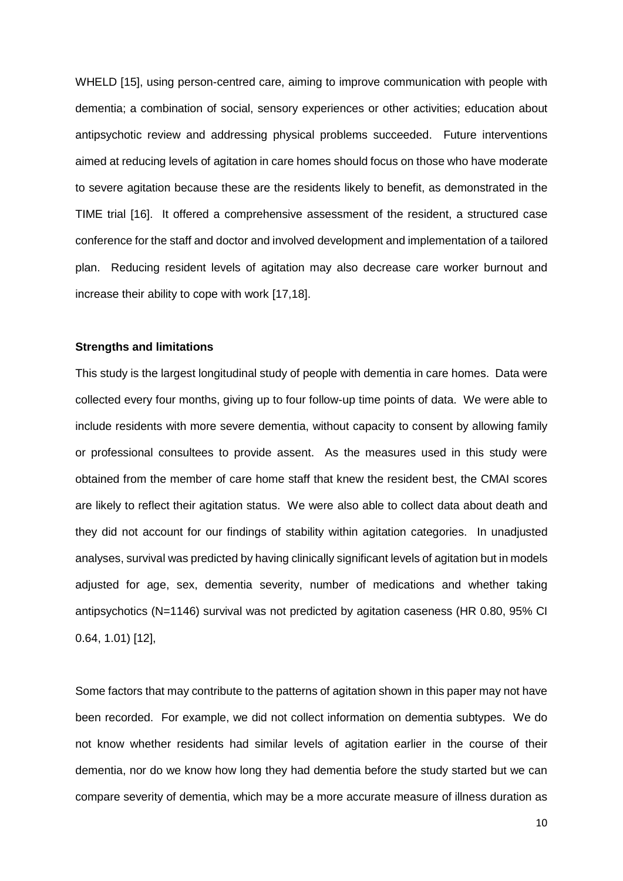WHELD [15], using person-centred care, aiming to improve communication with people with dementia; a combination of social, sensory experiences or other activities; education about antipsychotic review and addressing physical problems succeeded. Future interventions aimed at reducing levels of agitation in care homes should focus on those who have moderate to severe agitation because these are the residents likely to benefit, as demonstrated in the TIME trial [16]. It offered a comprehensive assessment of the resident, a structured case conference for the staff and doctor and involved development and implementation of a tailored plan. Reducing resident levels of agitation may also decrease care worker burnout and increase their ability to cope with work [17,18].

**Strengths and limitations**

This study is the largest longitudinal study of people with dementia in care homes. Data were collected every four months, giving up to four follow-up time points of data. We were able to include residents with more severe dementia, without capacity to consent by allowing family or professional consultees to provide assent. As the measures used in this study were obtained from the member of care home staff that knew the resident best, the CMAI scores are likely to reflect their agitation status. We were also able to collect data about death and they did not account for our findings of stability within agitation categories. In unadjusted analyses, survival was predicted by having clinically significant levels of agitation but in models adjusted for age, sex, dementia severity, number of medications and whether taking antipsychotics (N=1146) survival was not predicted by agitation caseness (HR 0.80, 95% CI 0.64, 1.01) [12],

Some factors that may contribute to the patterns of agitation shown in this paper may not have been recorded. For example, we did not collect information on dementia subtypes. We do not know whether residents had similar levels of agitation earlier in the course of their dementia, nor do we know how long they had dementia before the study started but we can compare severity of dementia, which may be a more accurate measure of illness duration as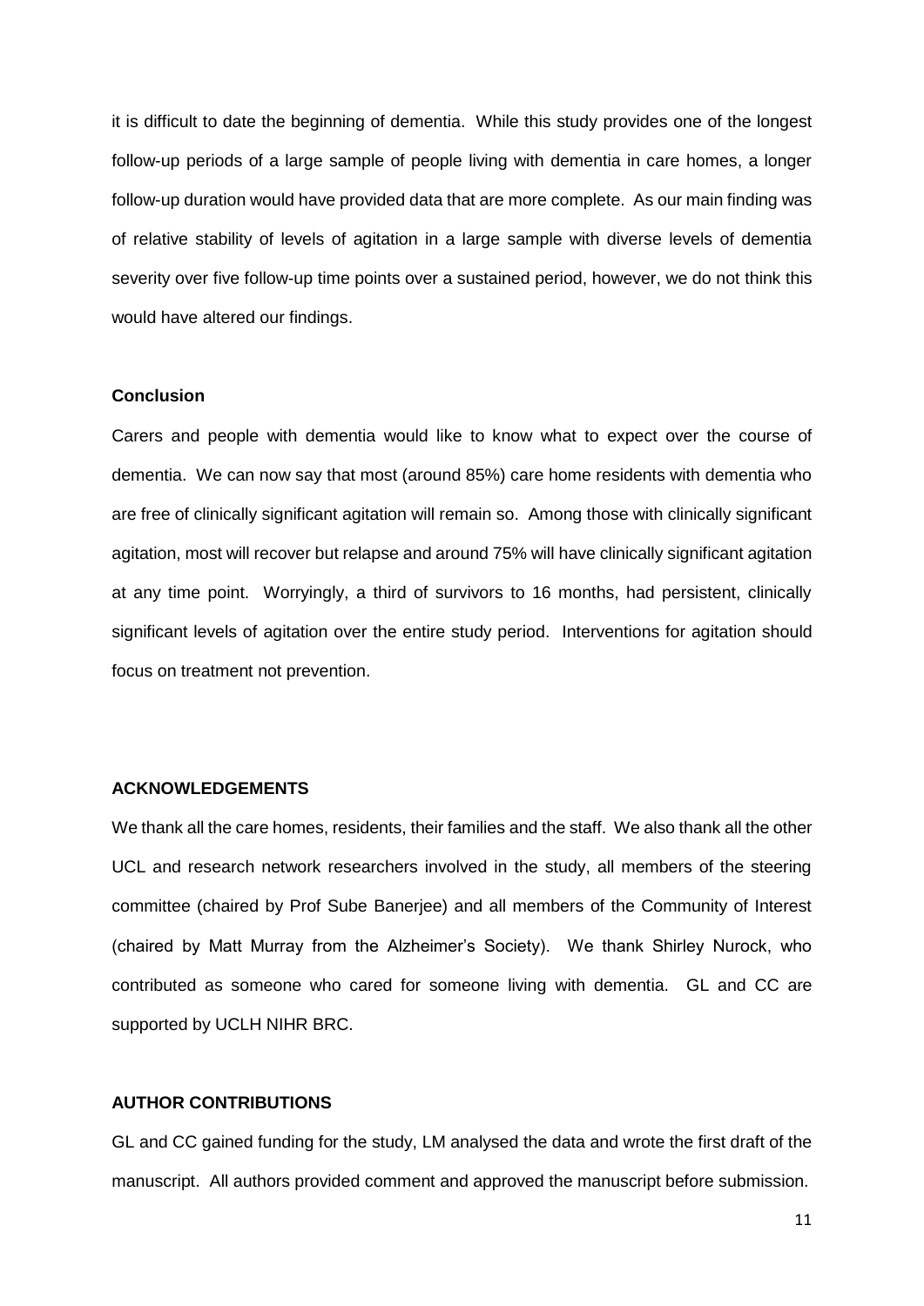it is difficult to date the beginning of dementia. While this study provides one of the longest follow-up periods of a large sample of people living with dementia in care homes, a longer follow-up duration would have provided data that are more complete. As our main finding was of relative stability of levels of agitation in a large sample with diverse levels of dementia severity over five follow-up time points over a sustained period, however, we do not think this would have altered our findings.

### Conclusion

Carers and people with dementia would like to know what to expect over the course of dementia. We can now say that most (around 85%) care home residents with dementia who are free of clinically significant agitation will remain so. Among those with clinically significant agitation, most will recover but relapse and around 75% will have clinically significant agitation at any time point. Worryingly, a third of survivors to 16 months, had persistent, clinically significant levels of agitation over the entire study period. Interventions for agitation should focus on treatment not prevention.

## ACKNOWLEDGEMENTS

We thank all the care homes, residents, their families and the staff. We also thank all the other UCL and research network researchers involved in the study, all members of the steering committee (chaired by Prof Sube Banerjee) and all members of the Community of Interest (chaired by Matt Murray from the Alzheimer's Society). We thank Shirley Nurock, who contributed as someone who cared for someone living with dementia. GL and CC are supported by UCLH NIHR BRC.

## AUTHOR CONTRIBUTIONS

GL and CC gained funding for the study, LM analysed the data and wrote the first draft of the manuscript. All authors provided comment and approved the manuscript before submission.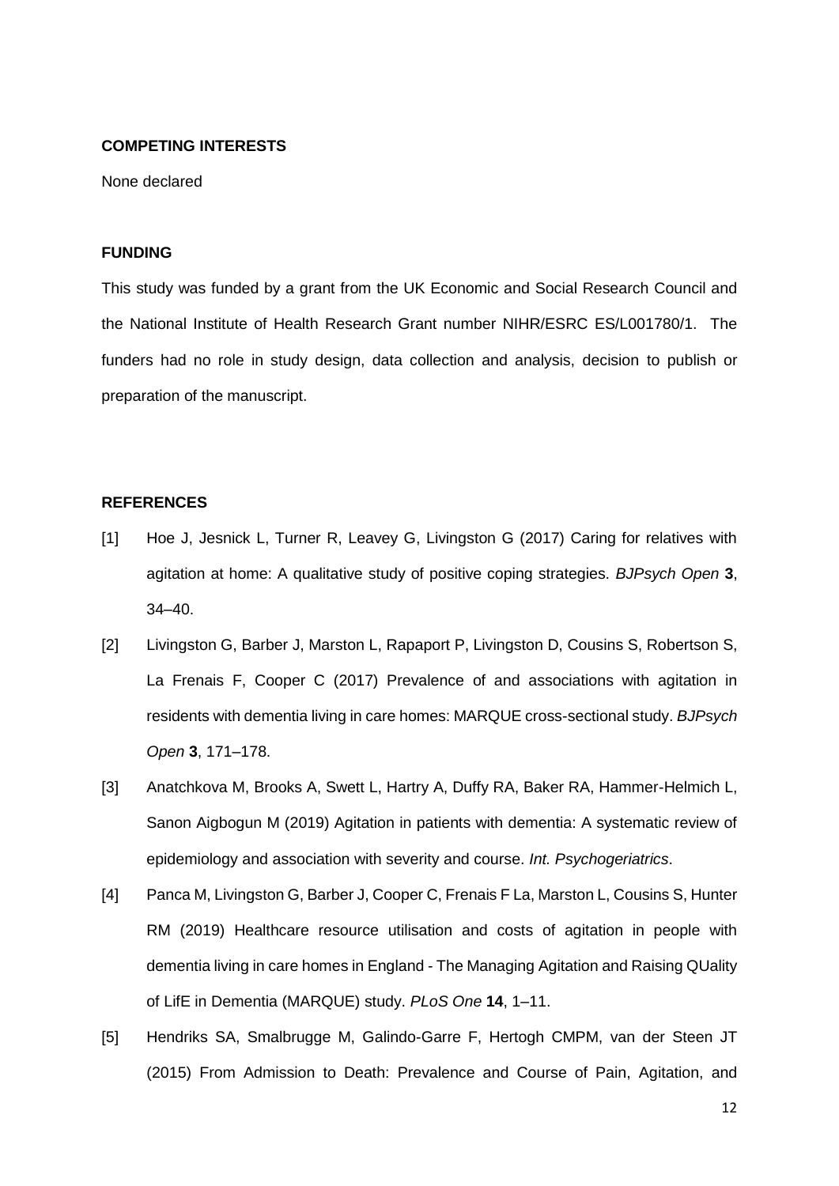### COMPETING INTERESTS

None declared

### FUNDING

This study was funded by a grant from the UK Economic and Social Research Council and the National Institute of Health Research Grant number NIHR/ESRC ES/L001780/1. The funders had no role in study design, data collection and analysis, decision to publish or preparation of the manuscript.

### REFERENCES

[1] Hoe J, Jesnick L, Turner R, Leavey G, Livingston G (2017) Caring for relatives with agitation at home: A qualitative study of positive coping strategies. *BJPsych Open* **3**, 34–40.

[2] Livingston G, Barber J, Marston L, Rapaport P, Livingston D, Cousins S, Robertson S, La Frenais F, Cooper C (2017) Prevalence of and associations with agitation in residents with dementia living in care homes: MARQUE cross-sectional study. *BJPsych Open* **3**, 171–178.

[3] Anatchkova M, Brooks A, Swett L, Hartry A, Duffy RA, Baker RA, Hammer-Helmich L, Sanon Aigbogun M (2019) Agitation in patients with dementia: A systematic review of epidemiology and association with severity and course. *Int. Psychogeriatrics*.

[4] Panca M, Livingston G, Barber J, Cooper C, Frenais F La, Marston L, Cousins S, Hunter RM (2019) Healthcare resource utilisation and costs of agitation in people with dementia living in care homes in England - The Managing Agitation and Raising QUality of LifE in Dementia (MARQUE) study. *PLoS One* **14**, 1–11.

[5] Hendriks SA, Smalbrugge M, Galindo-Garre F, Hertogh CMPM, van der Steen JT (2015) From Admission to Death: Prevalence and Course of Pain, Agitation, and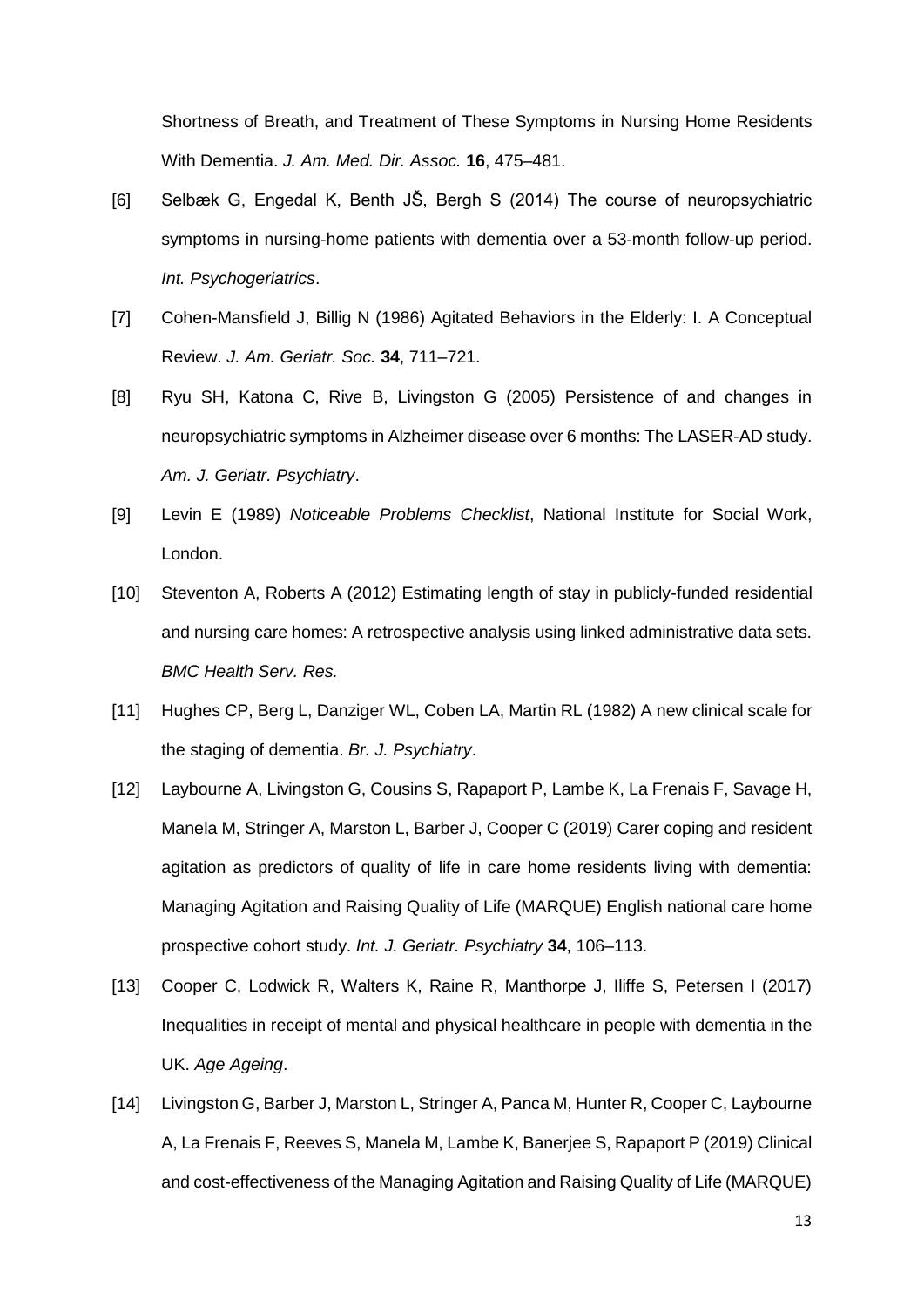Shortness of Breath, and Treatment of These Symptoms in Nursing Home Residents With Dementia. *J. Am. Med. Dir. Assoc.* **16**, 475–481.

[6] Selbæk G, Engedal K, Benth JŠ, Bergh S (2014) The course of neuropsychiatric symptoms in nursing-home patients with dementia over a 53-month follow-up period. *Int. Psychogeriatrics*.

[7] Cohen-Mansfield J, Billig N (1986) Agitated Behaviors in the Elderly: I. A Conceptual Review. *J. Am. Geriatr. Soc.* **34**, 711–721.

[8] Ryu SH, Katona C, Rive B, Livingston G (2005) Persistence of and changes in neuropsychiatric symptoms in Alzheimer disease over 6 months: The LASER-AD study. *Am. J. Geriatr. Psychiatry*.

[9] Levin E (1989) *Noticeable Problems Checklist*, National Institute for Social Work, London.

[10] Steventon A, Roberts A (2012) Estimating length of stay in publicly-funded residential and nursing care homes: A retrospective analysis using linked administrative data sets. *BMC Health Serv. Res.*

[11] Hughes CP, Berg L, Danziger WL, Coben LA, Martin RL (1982) A new clinical scale for the staging of dementia. *Br. J. Psychiatry*.

[12] Laybourne A, Livingston G, Cousins S, Rapaport P, Lambe K, La Frenais F, Savage H, Manela M, Stringer A, Marston L, Barber J, Cooper C (2019) Carer coping and resident agitation as predictors of quality of life in care home residents living with dementia: Managing Agitation and Raising Quality of Life (MARQUE) English national care home prospective cohort study. *Int. J. Geriatr. Psychiatry* **34**, 106–113.

[13] Cooper C, Lodwick R, Walters K, Raine R, Manthorpe J, Iliffe S, Petersen I (2017) Inequalities in receipt of mental and physical healthcare in people with dementia in the UK. *Age Ageing*.

[14] Livingston G, Barber J, Marston L, Stringer A, Panca M, Hunter R, Cooper C, Laybourne A, La Frenais F, Reeves S, Manela M, Lambe K, Banerjee S, Rapaport P (2019) Clinical and cost-effectiveness of the Managing Agitation and Raising Quality of Life (MARQUE)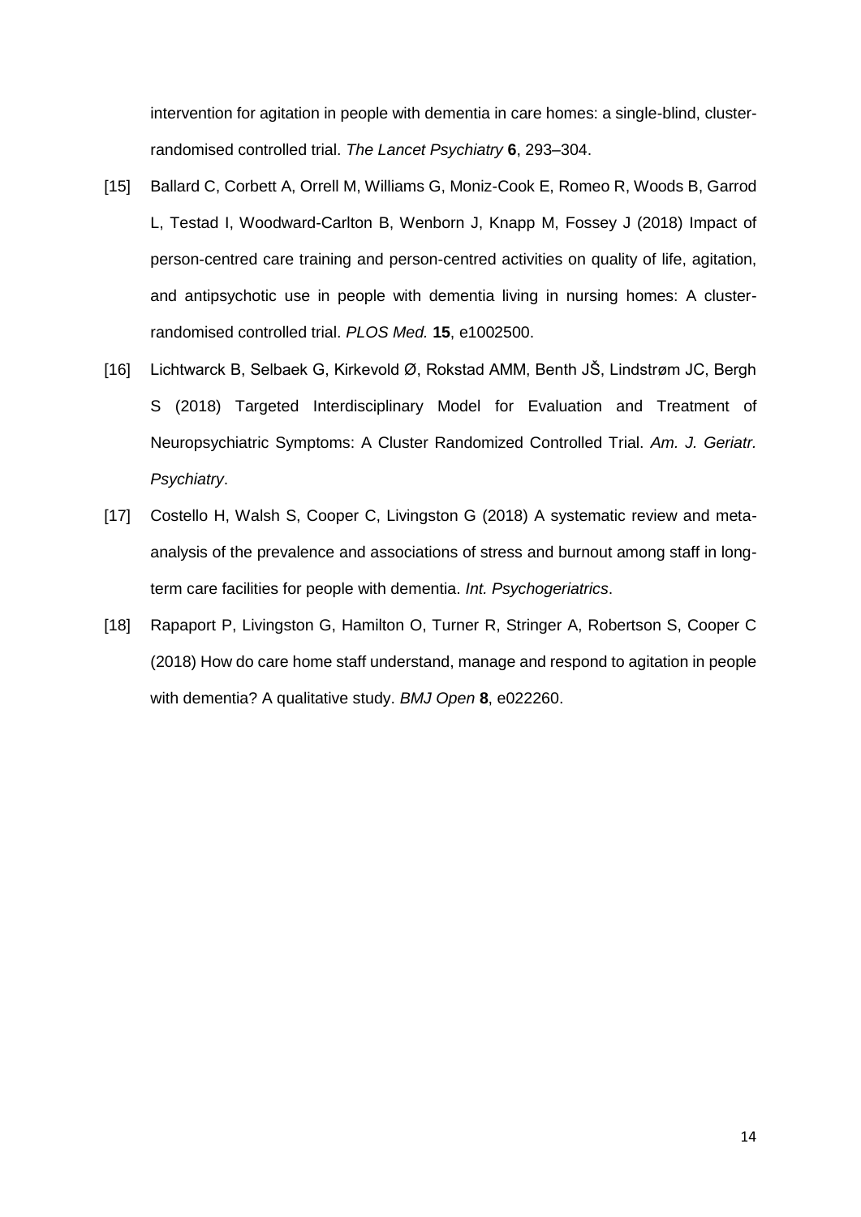intervention for agitation in people with dementia in care homes: a single-blind, cluster-randomised controlled trial. *The Lancet Psychiatry* **6**, 293–304.

[15] Ballard C, Corbett A, Orrell M, Williams G, Moniz-Cook E, Romeo R, Woods B, Garrod L, Testad I, Woodward-Carlton B, Wenborn J, Knapp M, Fossey J (2018) Impact of person-centred care training and person-centred activities on quality of life, agitation, and antipsychotic use in people with dementia living in nursing homes: A cluster-randomised controlled trial. *PLOS Med.* **15**, e1002500.

[16] Lichtwarck B, Selbaek G, Kirkevold Ø, Rokstad AMM, Benth JŠ, Lindstrøm JC, Bergh S (2018) Targeted Interdisciplinary Model for Evaluation and Treatment of Neuropsychiatric Symptoms: A Cluster Randomized Controlled Trial. *Am. J. Geriatr. Psychiatry*.

[17] Costello H, Walsh S, Cooper C, Livingston G (2018) A systematic review and meta-analysis of the prevalence and associations of stress and burnout among staff in long-term care facilities for people with dementia. *Int. Psychogeriatrics*.

[18] Rapaport P, Livingston G, Hamilton O, Turner R, Stringer A, Robertson S, Cooper C (2018) How do care home staff understand, manage and respond to agitation in people with dementia? A qualitative study. *BMJ Open* **8**, e022260.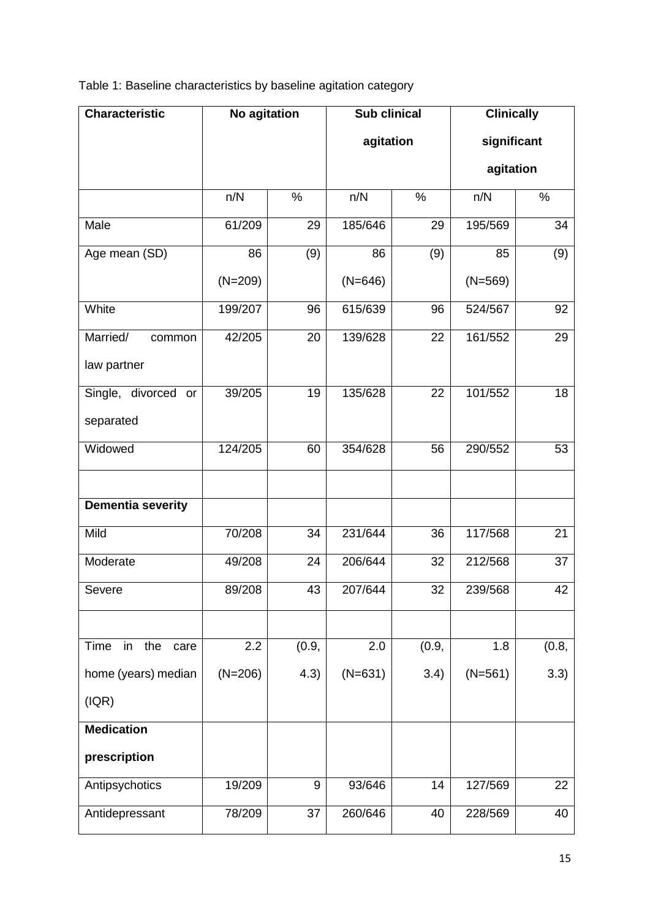Table 1: Baseline characteristics by baseline agitation category

| Characteristic | No agitation | | Sub clinical agitation | | Clinically significant agitation | |
|---|---|---|---|---|---|---|
| | n/N | % | n/N | % | n/N | % |
| Male | 61/209 | 29 | 185/646 | 29 | 195/569 | 34 |
| Age mean (SD) | 86 (N=209) | (9) | 86 (N=646) | (9) | 85 (N=569) | (9) |
| White | 199/207 | 96 | 615/639 | 96 | 524/567 | 92 |
| Married/ common law partner | 42/205 | 20 | 139/628 | 22 | 161/552 | 29 |
| Single, divorced or separated | 39/205 | 19 | 135/628 | 22 | 101/552 | 18 |
| Widowed | 124/205 | 60 | 354/628 | 56 | 290/552 | 53 |
| | | | | | | |
| **Dementia severity** | | | | | | |
| Mild | 70/208 | 34 | 231/644 | 36 | 117/568 | 21 |
| Moderate | 49/208 | 24 | 206/644 | 32 | 212/568 | 37 |
| Severe | 89/208 | 43 | 207/644 | 32 | 239/568 | 42 |
| | | | | | | |
| Time in the care home (years) median (IQR) | 2.2 (N=206) | (0.9, 4.3) | 2.0 (N=631) | (0.9, 3.4) | 1.8 (N=561) | (0.8, 3.3) |
| **Medication prescription** | | | | | | |
| Antipsychotics | 19/209 | 9 | 93/646 | 14 | 127/569 | 22 |
| Antidepressant | 78/209 | 37 | 260/646 | 40 | 228/569 | 40 |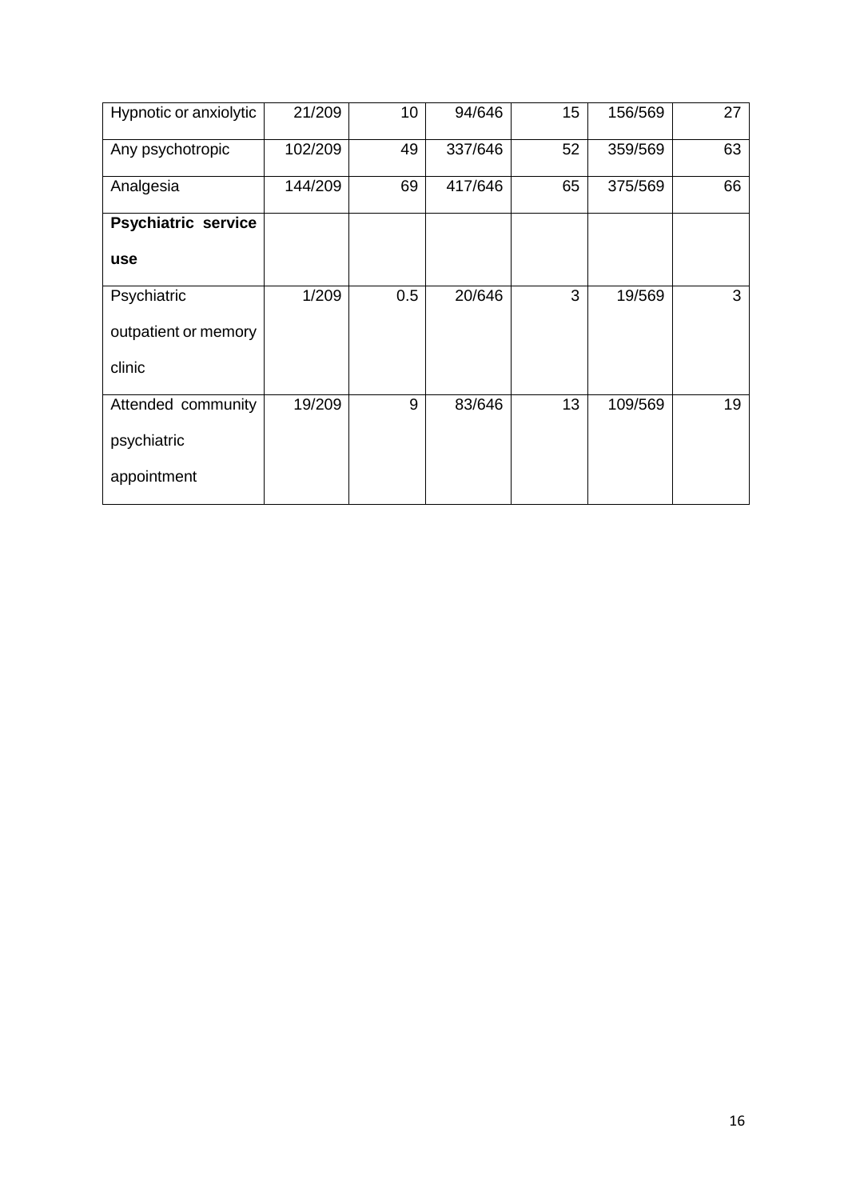| | | | | | | |
|---|---|---|---|---|---|---|
| Hypnotic or anxiolytic | 21/209 | 10 | 94/646 | 15 | 156/569 | 27 |
| Any psychotropic | 102/209 | 49 | 337/646 | 52 | 359/569 | 63 |
| Analgesia | 144/209 | 69 | 417/646 | 65 | 375/569 | 66 |
| **Psychiatric service use** | | | | | | |
| Psychiatric outpatient or memory clinic | 1/209 | 0.5 | 20/646 | 3 | 19/569 | 3 |
| Attended community psychiatric appointment | 19/209 | 9 | 83/646 | 13 | 109/569 | 19 |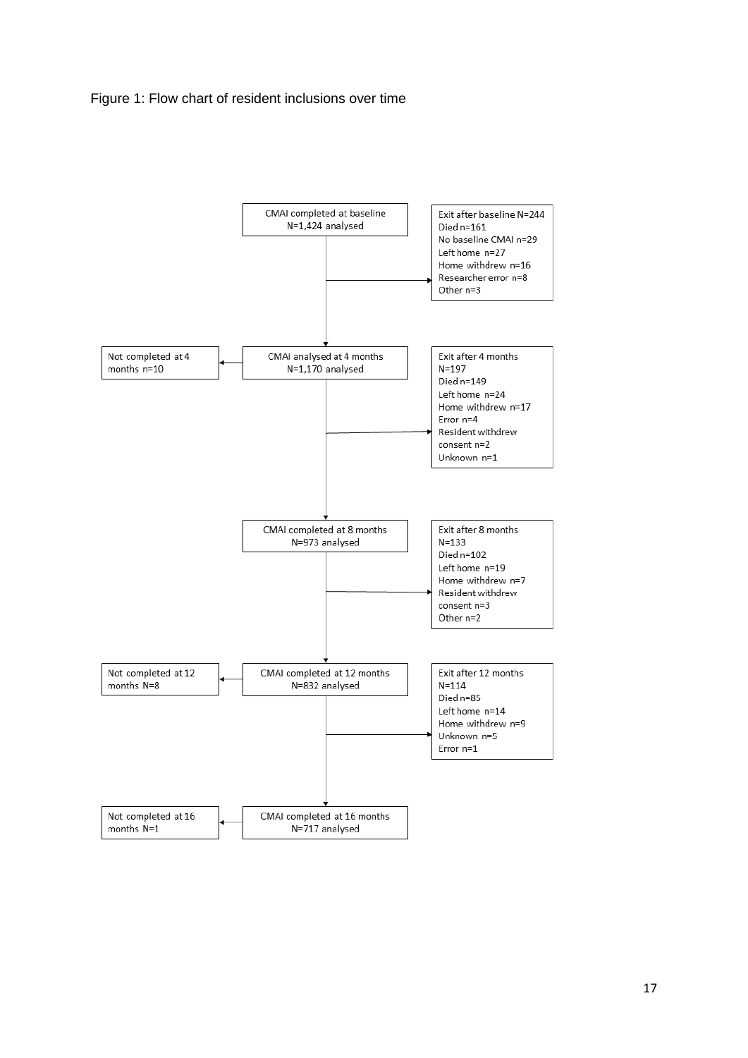Figure 1: Flow chart of resident inclusions over time

CMAI completed at baseline
N=1,424 analysed

Exit after baseline N=244
Died n=161
No baseline CMAI n=29
Left home n=27
Home withdrew n=16
Researcher error n=8
Other n=3

Not completed at 4 months n=10

CMAI analysed at 4 months
N=1,170 analysed

Exit after 4 months
N=197
Died n=149
Left home n=24
Home withdrew n=17
Error n=4
Resident withdrew consent n=2
Unknown n=1

CMAI completed at 8 months
N=973 analysed

Exit after 8 months
N=133
Died n=102
Left home n=19
Home withdrew n=7
Resident withdrew consent n=3
Other n=2

Not completed at 12 months N=8

CMAI completed at 12 months
N=832 analysed

Exit after 12 months
N=114
Died n=85
Left home n=14
Home withdrew n=9
Unknown n=5
Error n=1

Not completed at 16 months N=1

CMAI completed at 16 months
N=717 analysed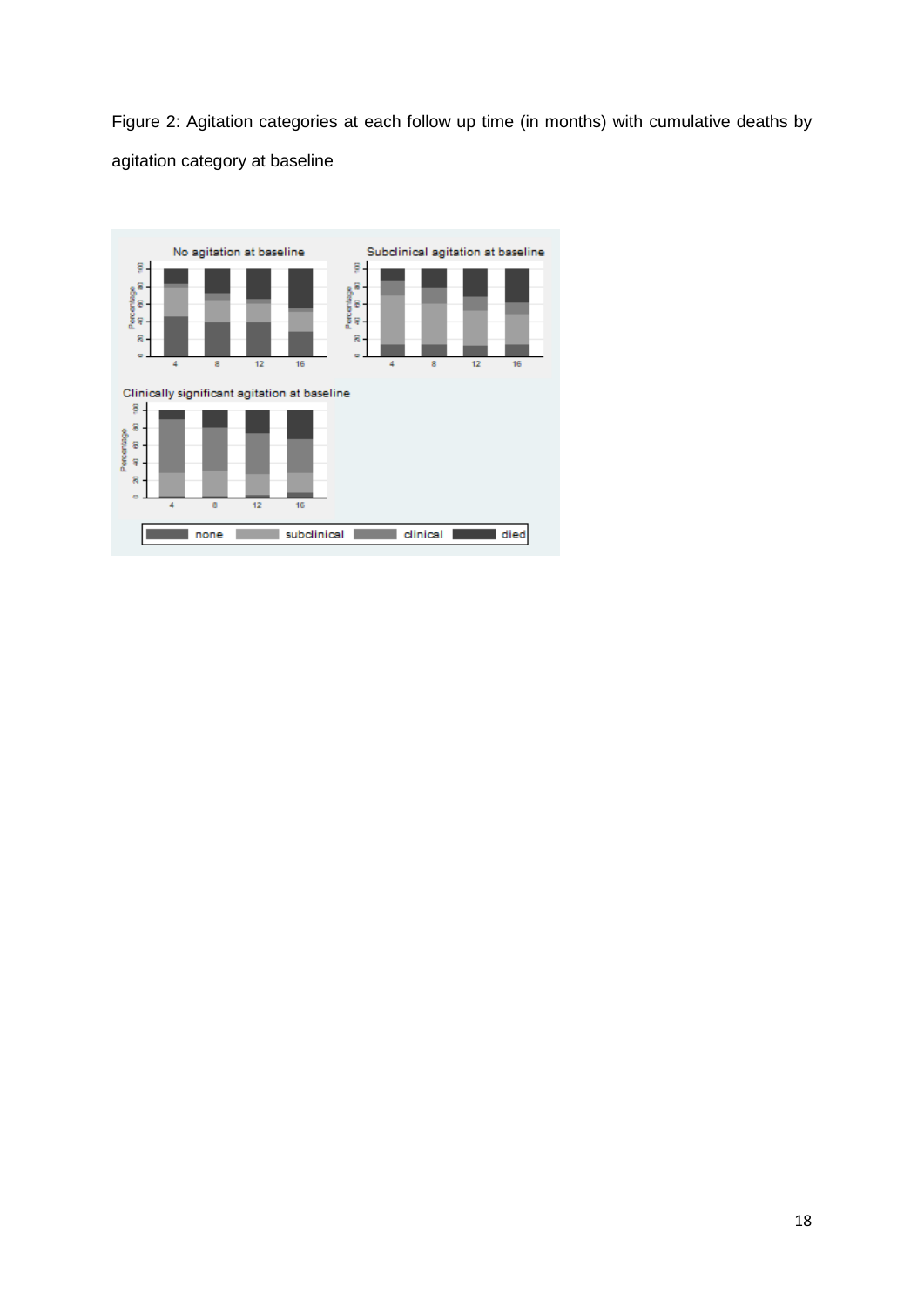Figure 2: Agitation categories at each follow up time (in months) with cumulative deaths by agitation category at baseline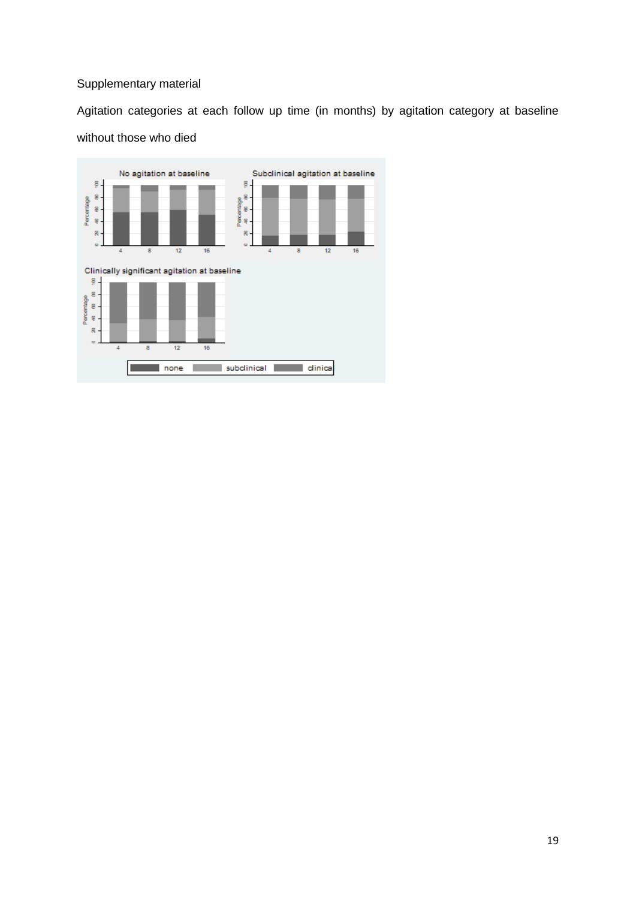Supplementary material

Agitation categories at each follow up time (in months) by agitation category at baseline without those who died

No agitation at baseline

Subclinical agitation at baseline

Clinically significant agitation at baseline

Percentage

4 8 12 16

none subclinical clinica